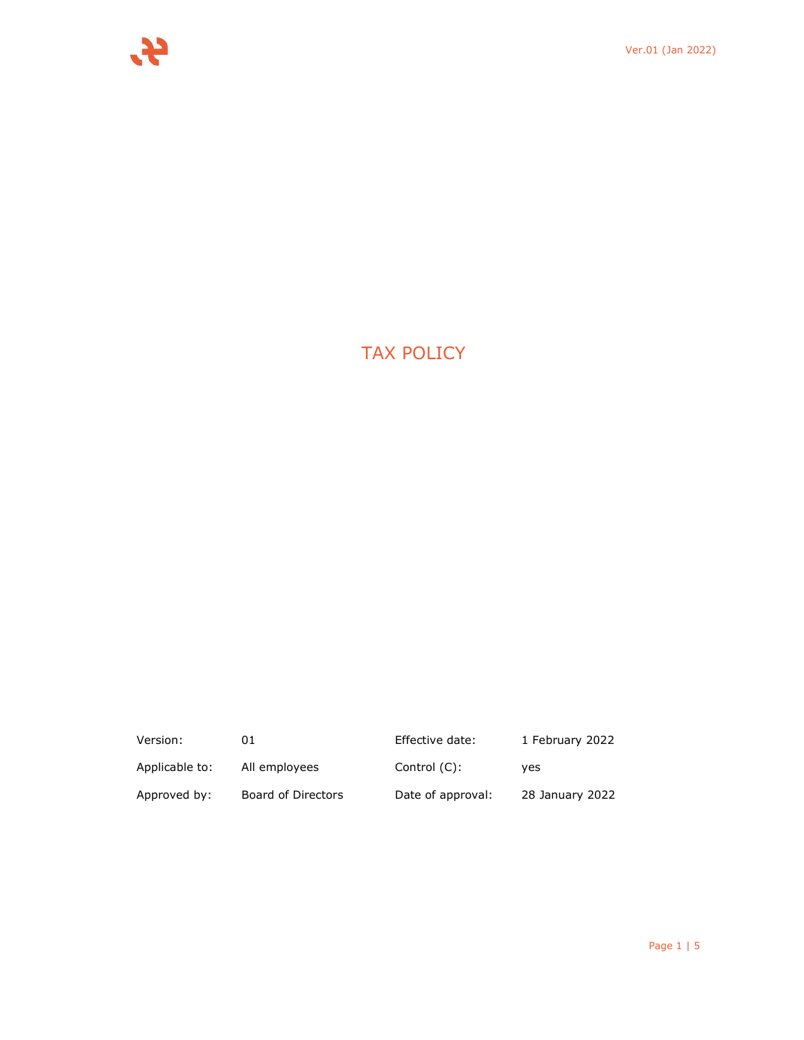# TAX POLICY

| Version: | 01 | Effective date: | 1 February 2022 |
|---|---|---|---|
| Applicable to: | All employees | Control (C): | yes |
| Approved by: | Board of Directors | Date of approval: | 28 January 2022 |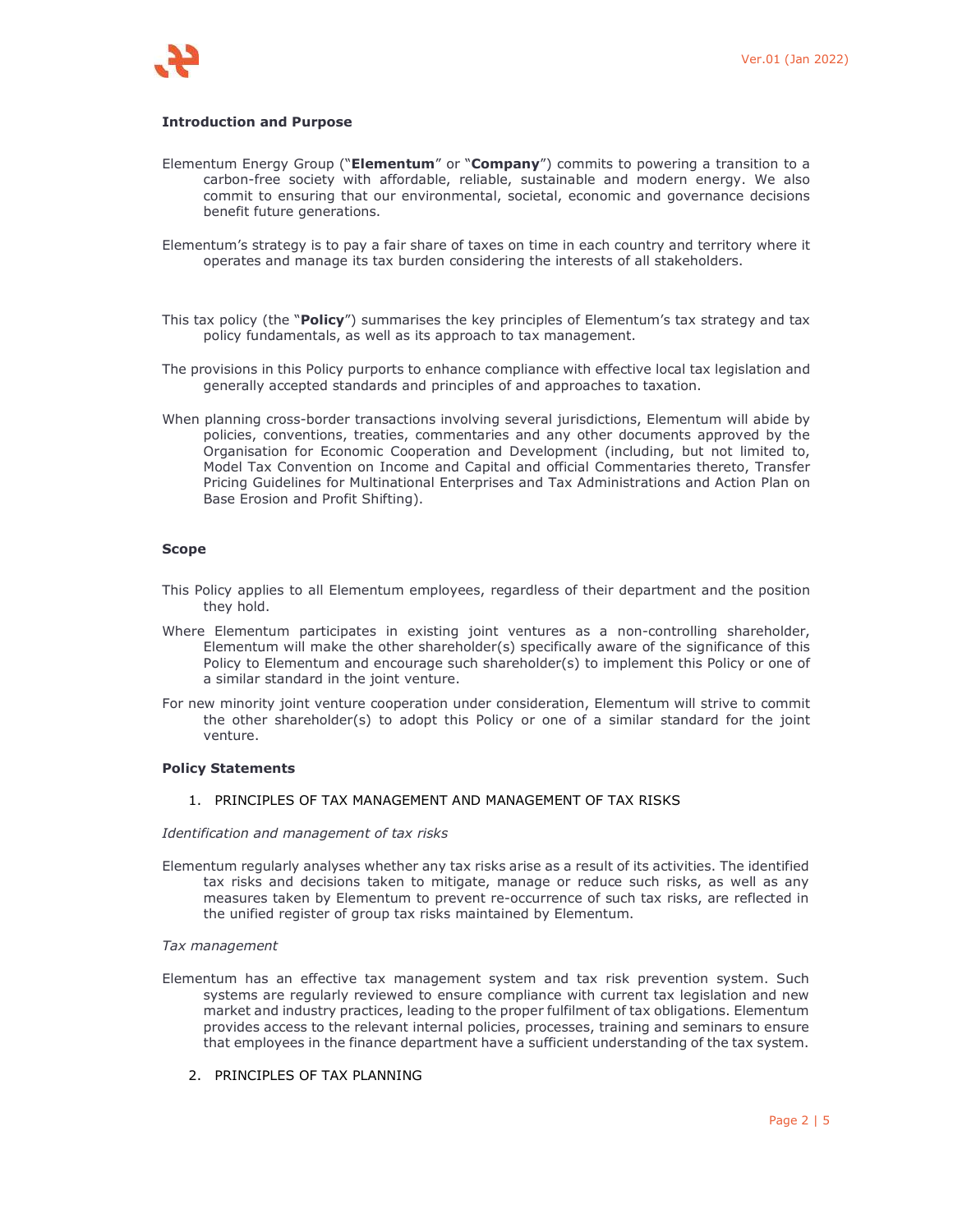**Introduction and Purpose**

Elementum Energy Group ("**Elementum**" or "**Company**") commits to powering a transition to a carbon-free society with affordable, reliable, sustainable and modern energy. We also commit to ensuring that our environmental, societal, economic and governance decisions benefit future generations.

Elementum's strategy is to pay a fair share of taxes on time in each country and territory where it operates and manage its tax burden considering the interests of all stakeholders.

This tax policy (the "**Policy**") summarises the key principles of Elementum's tax strategy and tax policy fundamentals, as well as its approach to tax management.

The provisions in this Policy purports to enhance compliance with effective local tax legislation and generally accepted standards and principles of and approaches to taxation.

When planning cross-border transactions involving several jurisdictions, Elementum will abide by policies, conventions, treaties, commentaries and any other documents approved by the Organisation for Economic Cooperation and Development (including, but not limited to, Model Tax Convention on Income and Capital and official Commentaries thereto, Transfer Pricing Guidelines for Multinational Enterprises and Tax Administrations and Action Plan on Base Erosion and Profit Shifting).

**Scope**

This Policy applies to all Elementum employees, regardless of their department and the position they hold.

Where Elementum participates in existing joint ventures as a non-controlling shareholder, Elementum will make the other shareholder(s) specifically aware of the significance of this Policy to Elementum and encourage such shareholder(s) to implement this Policy or one of a similar standard in the joint venture.

For new minority joint venture cooperation under consideration, Elementum will strive to commit the other shareholder(s) to adopt this Policy or one of a similar standard for the joint venture.

**Policy Statements**

1. PRINCIPLES OF TAX MANAGEMENT AND MANAGEMENT OF TAX RISKS

*Identification and management of tax risks*

Elementum regularly analyses whether any tax risks arise as a result of its activities. The identified tax risks and decisions taken to mitigate, manage or reduce such risks, as well as any measures taken by Elementum to prevent re-occurrence of such tax risks, are reflected in the unified register of group tax risks maintained by Elementum.

*Tax management*

Elementum has an effective tax management system and tax risk prevention system. Such systems are regularly reviewed to ensure compliance with current tax legislation and new market and industry practices, leading to the proper fulfilment of tax obligations. Elementum provides access to the relevant internal policies, processes, training and seminars to ensure that employees in the finance department have a sufficient understanding of the tax system.

2. PRINCIPLES OF TAX PLANNING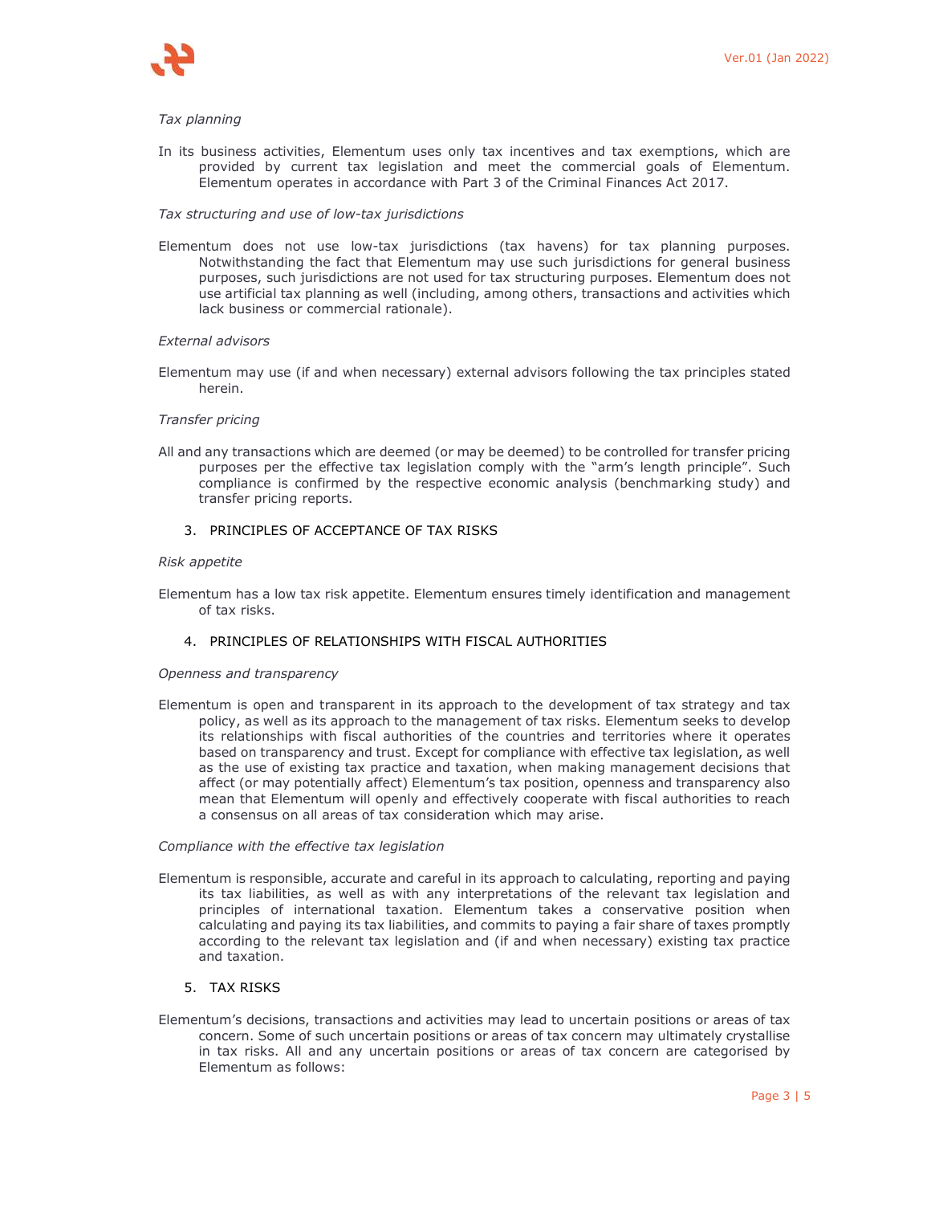*Tax planning*

In its business activities, Elementum uses only tax incentives and tax exemptions, which are provided by current tax legislation and meet the commercial goals of Elementum. Elementum operates in accordance with Part 3 of the Criminal Finances Act 2017.

*Tax structuring and use of low-tax jurisdictions*

Elementum does not use low-tax jurisdictions (tax havens) for tax planning purposes. Notwithstanding the fact that Elementum may use such jurisdictions for general business purposes, such jurisdictions are not used for tax structuring purposes. Elementum does not use artificial tax planning as well (including, among others, transactions and activities which lack business or commercial rationale).

*External advisors*

Elementum may use (if and when necessary) external advisors following the tax principles stated herein.

*Transfer pricing*

All and any transactions which are deemed (or may be deemed) to be controlled for transfer pricing purposes per the effective tax legislation comply with the "arm's length principle". Such compliance is confirmed by the respective economic analysis (benchmarking study) and transfer pricing reports.

## 3. PRINCIPLES OF ACCEPTANCE OF TAX RISKS

*Risk appetite*

Elementum has a low tax risk appetite. Elementum ensures timely identification and management of tax risks.

## 4. PRINCIPLES OF RELATIONSHIPS WITH FISCAL AUTHORITIES

*Openness and transparency*

Elementum is open and transparent in its approach to the development of tax strategy and tax policy, as well as its approach to the management of tax risks. Elementum seeks to develop its relationships with fiscal authorities of the countries and territories where it operates based on transparency and trust. Except for compliance with effective tax legislation, as well as the use of existing tax practice and taxation, when making management decisions that affect (or may potentially affect) Elementum's tax position, openness and transparency also mean that Elementum will openly and effectively cooperate with fiscal authorities to reach a consensus on all areas of tax consideration which may arise.

*Compliance with the effective tax legislation*

Elementum is responsible, accurate and careful in its approach to calculating, reporting and paying its tax liabilities, as well as with any interpretations of the relevant tax legislation and principles of international taxation. Elementum takes a conservative position when calculating and paying its tax liabilities, and commits to paying a fair share of taxes promptly according to the relevant tax legislation and (if and when necessary) existing tax practice and taxation.

## 5. TAX RISKS

Elementum's decisions, transactions and activities may lead to uncertain positions or areas of tax concern. Some of such uncertain positions or areas of tax concern may ultimately crystallise in tax risks. All and any uncertain positions or areas of tax concern are categorised by Elementum as follows: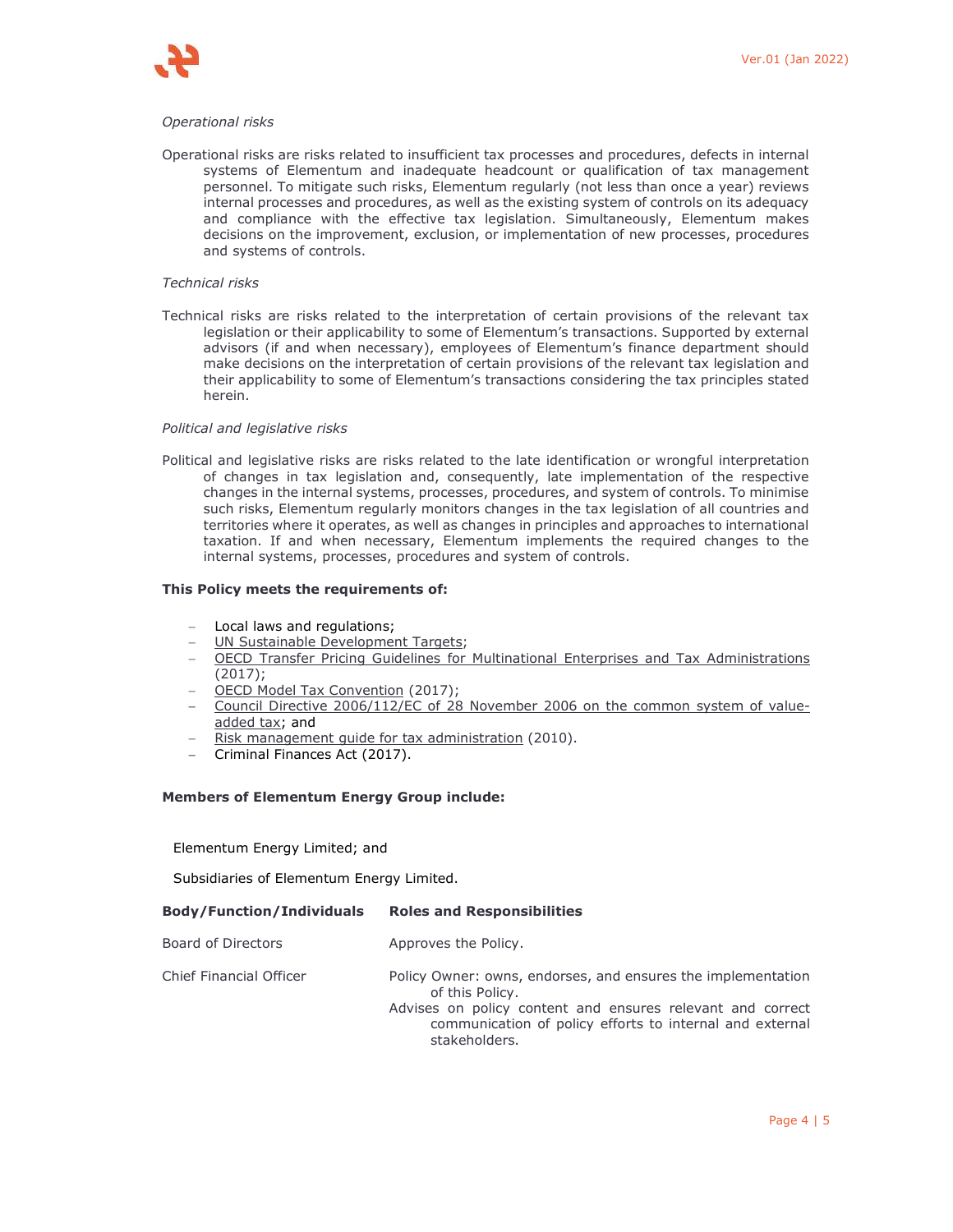*Operational risks*

Operational risks are risks related to insufficient tax processes and procedures, defects in internal systems of Elementum and inadequate headcount or qualification of tax management personnel. To mitigate such risks, Elementum regularly (not less than once a year) reviews internal processes and procedures, as well as the existing system of controls on its adequacy and compliance with the effective tax legislation. Simultaneously, Elementum makes decisions on the improvement, exclusion, or implementation of new processes, procedures and systems of controls.

*Technical risks*

Technical risks are risks related to the interpretation of certain provisions of the relevant tax legislation or their applicability to some of Elementum's transactions. Supported by external advisors (if and when necessary), employees of Elementum's finance department should make decisions on the interpretation of certain provisions of the relevant tax legislation and their applicability to some of Elementum's transactions considering the tax principles stated herein.

*Political and legislative risks*

Political and legislative risks are risks related to the late identification or wrongful interpretation of changes in tax legislation and, consequently, late implementation of the respective changes in the internal systems, processes, procedures, and system of controls. To minimise such risks, Elementum regularly monitors changes in the tax legislation of all countries and territories where it operates, as well as changes in principles and approaches to international taxation. If and when necessary, Elementum implements the required changes to the internal systems, processes, procedures and system of controls.

**This Policy meets the requirements of:**

- Local laws and regulations;
- UN Sustainable Development Targets;
- OECD Transfer Pricing Guidelines for Multinational Enterprises and Tax Administrations (2017);
- OECD Model Tax Convention (2017);
- Council Directive 2006/112/EC of 28 November 2006 on the common system of value-added tax; and
- Risk management guide for tax administration (2010).
- Criminal Finances Act (2017).

**Members of Elementum Energy Group include:**

Elementum Energy Limited; and

Subsidiaries of Elementum Energy Limited.

| **Body/Function/Individuals** | **Roles and Responsibilities** |
|---|---|
| Board of Directors | Approves the Policy. |
| Chief Financial Officer | Policy Owner: owns, endorses, and ensures the implementation of this Policy.<br>Advises on policy content and ensures relevant and correct communication of policy efforts to internal and external stakeholders. |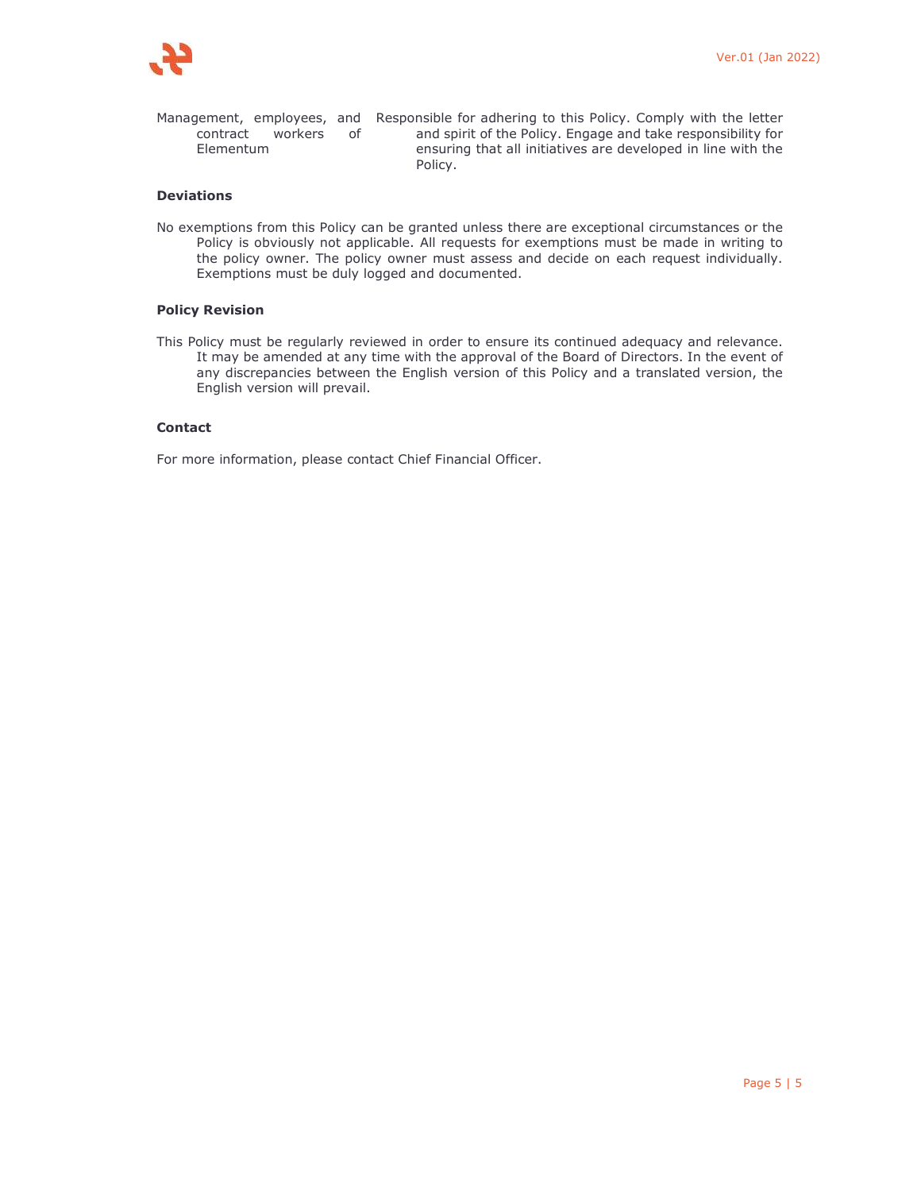| | |
|---|---|
| Management, employees, and contract workers of Elementum | Responsible for adhering to this Policy. Comply with the letter and spirit of the Policy. Engage and take responsibility for ensuring that all initiatives are developed in line with the Policy. |

**Deviations**

No exemptions from this Policy can be granted unless there are exceptional circumstances or the Policy is obviously not applicable. All requests for exemptions must be made in writing to the policy owner. The policy owner must assess and decide on each request individually. Exemptions must be duly logged and documented.

**Policy Revision**

This Policy must be regularly reviewed in order to ensure its continued adequacy and relevance. It may be amended at any time with the approval of the Board of Directors. In the event of any discrepancies between the English version of this Policy and a translated version, the English version will prevail.

**Contact**

For more information, please contact Chief Financial Officer.